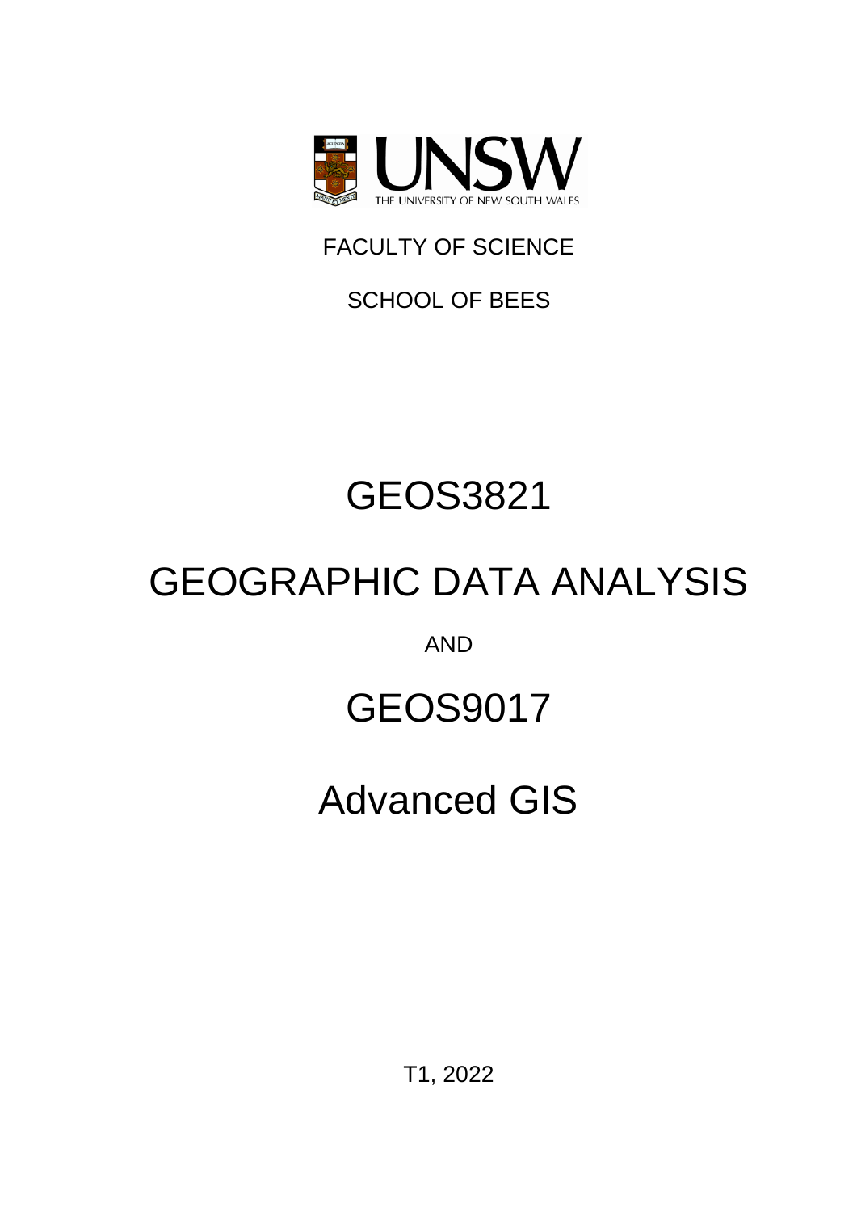UNSW

THE UNIVERSITY OF NEW SOUTH WALES

FACULTY OF SCIENCE

SCHOOL OF BEES

# GEOS3821

# GEOGRAPHIC DATA ANALYSIS

AND

# GEOS9017

# Advanced GIS

T1, 2022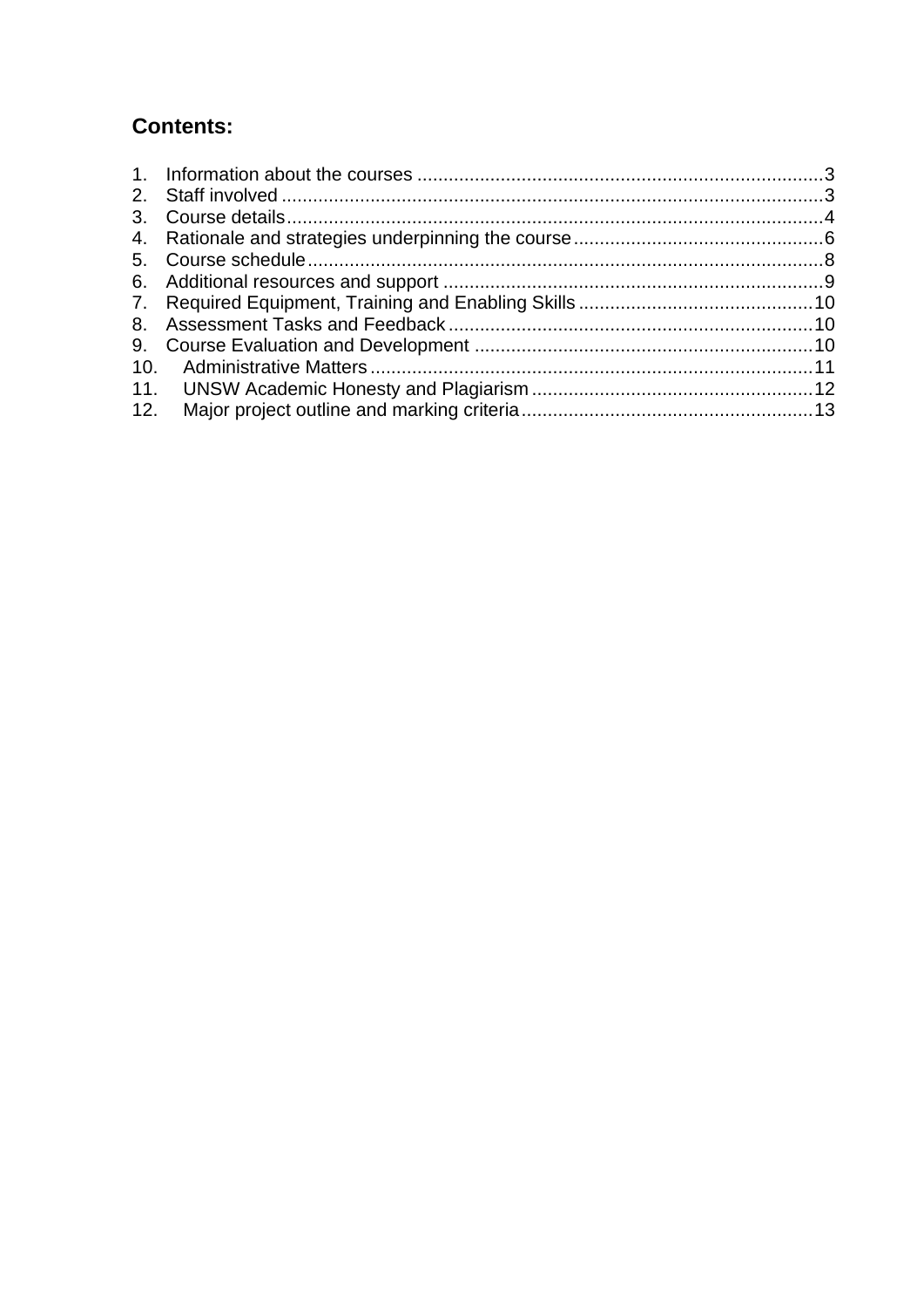## Contents:

1. Information about the courses .......................................................................... 3
2. Staff involved ...................................................................................................... 3
3. Course details ..................................................................................................... 4
4. Rationale and strategies underpinning the course ............................................. 6
5. Course schedule ................................................................................................. 8
6. Additional resources and support ....................................................................... 9
7. Required Equipment, Training and Enabling Skills ............................................ 10
8. Assessment Tasks and Feedback ..................................................................... 10
9. Course Evaluation and Development ................................................................ 10
10. Administrative Matters ...................................................................................... 11
11. UNSW Academic Honesty and Plagiarism ....................................................... 12
12. Major project outline and marking criteria ......................................................... 13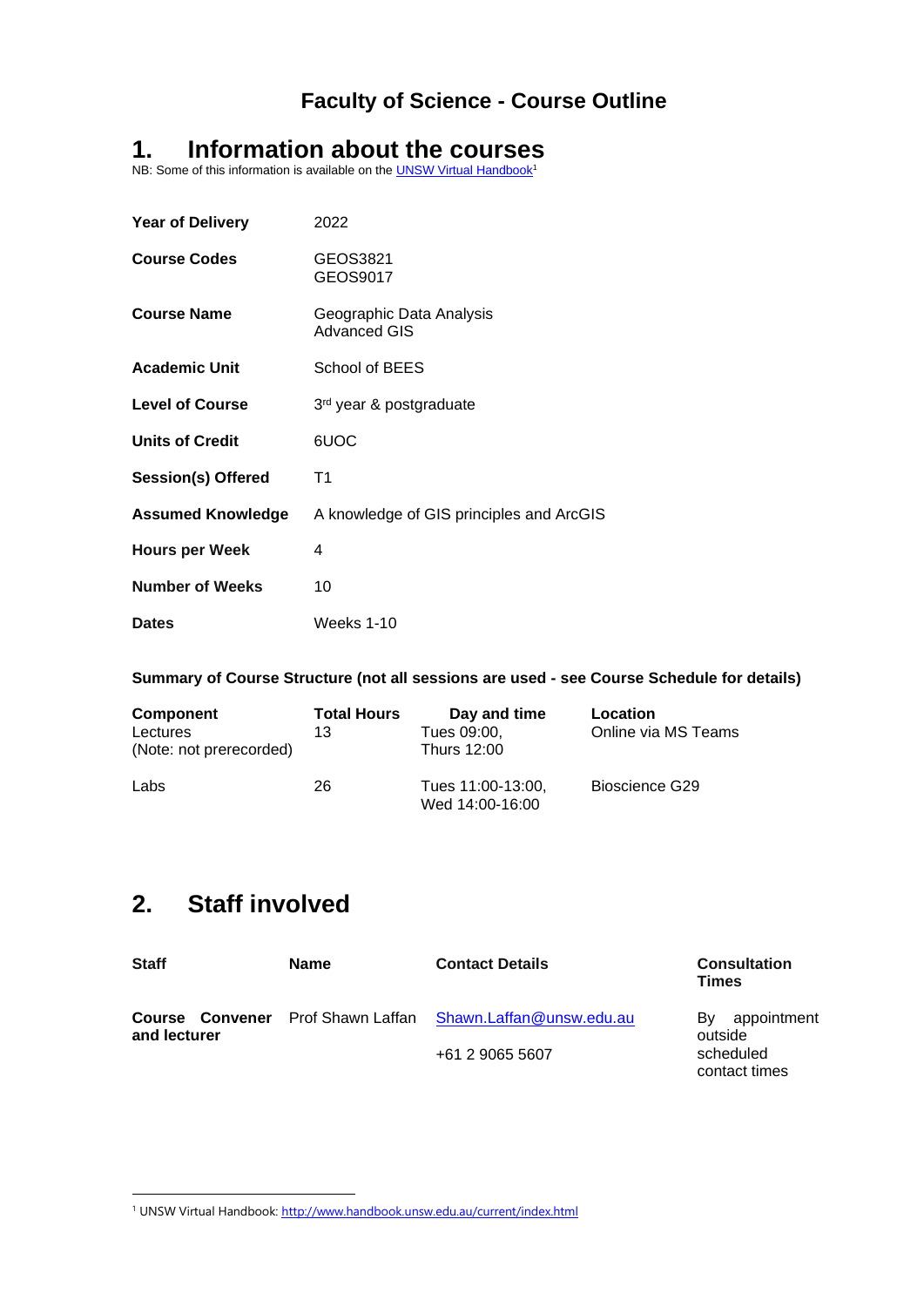# Faculty of Science - Course Outline

## 1. Information about the courses

NB: Some of this information is available on the [UNSW Virtual Handbook](http://www.handbook.unsw.edu.au/current/index.html)[1]

| | |
|---|---|
| **Year of Delivery** | 2022 |
| **Course Codes** | GEOS3821<br>GEOS9017 |
| **Course Name** | Geographic Data Analysis<br>Advanced GIS |
| **Academic Unit** | School of BEES |
| **Level of Course** | 3rd year & postgraduate |
| **Units of Credit** | 6UOC |
| **Session(s) Offered** | T1 |
| **Assumed Knowledge** | A knowledge of GIS principles and ArcGIS |
| **Hours per Week** | 4 |
| **Number of Weeks** | 10 |
| **Dates** | Weeks 1-10 |

**Summary of Course Structure (not all sessions are used - see Course Schedule for details)**

| **Component** | **Total Hours** | **Day and time** | **Location** |
|---|---|---|---|
| Lectures<br>(Note: not prerecorded) | 13 | Tues 09:00,<br>Thurs 12:00 | Online via MS Teams |
| Labs | 26 | Tues 11:00-13:00,<br>Wed 14:00-16:00 | Bioscience G29 |

## 2. Staff involved

| **Staff** | **Name** | **Contact Details** | **Consultation Times** |
|---|---|---|---|
| **Course Convener and lecturer** | Prof Shawn Laffan | Shawn.Laffan@unsw.edu.au<br><br>+61 2 9065 5607 | By appointment outside scheduled contact times |

[1] UNSW Virtual Handbook: http://www.handbook.unsw.edu.au/current/index.html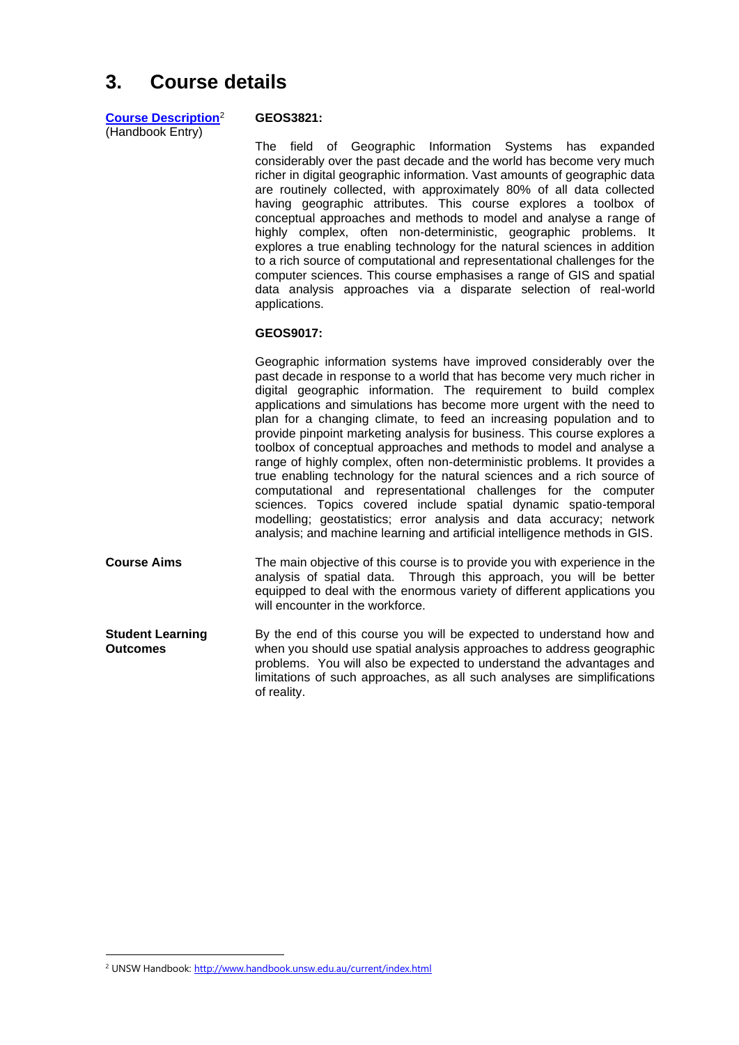# 3. Course details

**[Course Description](http://www.handbook.unsw.edu.au/current/index.html)**[2] (Handbook Entry)

**GEOS3821:**

The field of Geographic Information Systems has expanded considerably over the past decade and the world has become very much richer in digital geographic information. Vast amounts of geographic data are routinely collected, with approximately 80% of all data collected having geographic attributes. This course explores a toolbox of conceptual approaches and methods to model and analyse a range of highly complex, often non-deterministic, geographic problems. It explores a true enabling technology for the natural sciences in addition to a rich source of computational and representational challenges for the computer sciences. This course emphasises a range of GIS and spatial data analysis approaches via a disparate selection of real-world applications.

**GEOS9017:**

Geographic information systems have improved considerably over the past decade in response to a world that has become very much richer in digital geographic information. The requirement to build complex applications and simulations has become more urgent with the need to plan for a changing climate, to feed an increasing population and to provide pinpoint marketing analysis for business. This course explores a toolbox of conceptual approaches and methods to model and analyse a range of highly complex, often non-deterministic problems. It provides a true enabling technology for the natural sciences and a rich source of computational and representational challenges for the computer sciences. Topics covered include spatial dynamic spatio-temporal modelling; geostatistics; error analysis and data accuracy; network analysis; and machine learning and artificial intelligence methods in GIS.

**Course Aims**

The main objective of this course is to provide you with experience in the analysis of spatial data. Through this approach, you will be better equipped to deal with the enormous variety of different applications you will encounter in the workforce.

**Student Learning Outcomes**

By the end of this course you will be expected to understand how and when you should use spatial analysis approaches to address geographic problems. You will also be expected to understand the advantages and limitations of such approaches, as all such analyses are simplifications of reality.

---

[2] UNSW Handbook: http://www.handbook.unsw.edu.au/current/index.html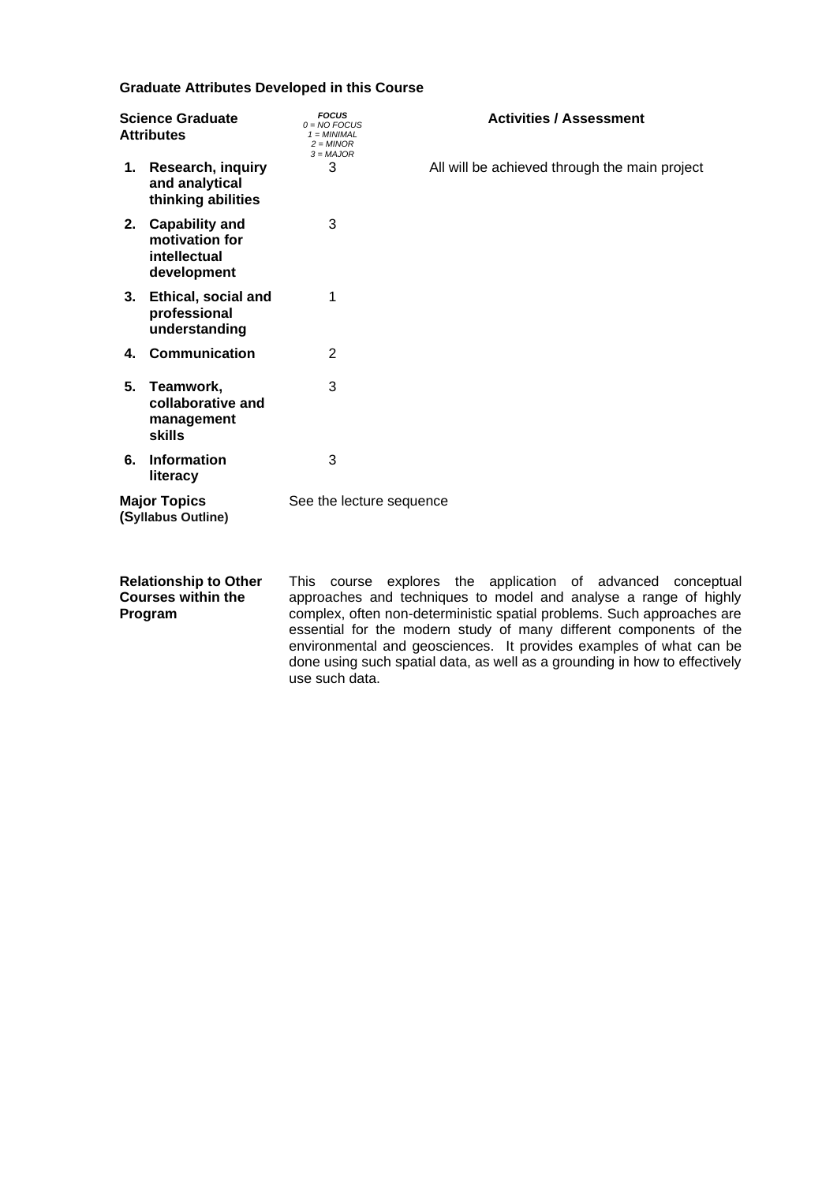**Graduate Attributes Developed in this Course**

| Science Graduate Attributes | *FOCUS* *0 = NO FOCUS* *1 = MINIMAL* *2 = MINOR* *3 = MAJOR* | Activities / Assessment |
|---|---|---|
| **1. Research, inquiry and analytical thinking abilities** | 3 | All will be achieved through the main project |
| **2. Capability and motivation for intellectual development** | 3 | |
| **3. Ethical, social and professional understanding** | 1 | |
| **4. Communication** | 2 | |
| **5. Teamwork, collaborative and management skills** | 3 | |
| **6. Information literacy** | 3 | |

**Major Topics (Syllabus Outline)**

See the lecture sequence

**Relationship to Other Courses within the Program**

This course explores the application of advanced conceptual approaches and techniques to model and analyse a range of highly complex, often non-deterministic spatial problems. Such approaches are essential for the modern study of many different components of the environmental and geosciences. It provides examples of what can be done using such spatial data, as well as a grounding in how to effectively use such data.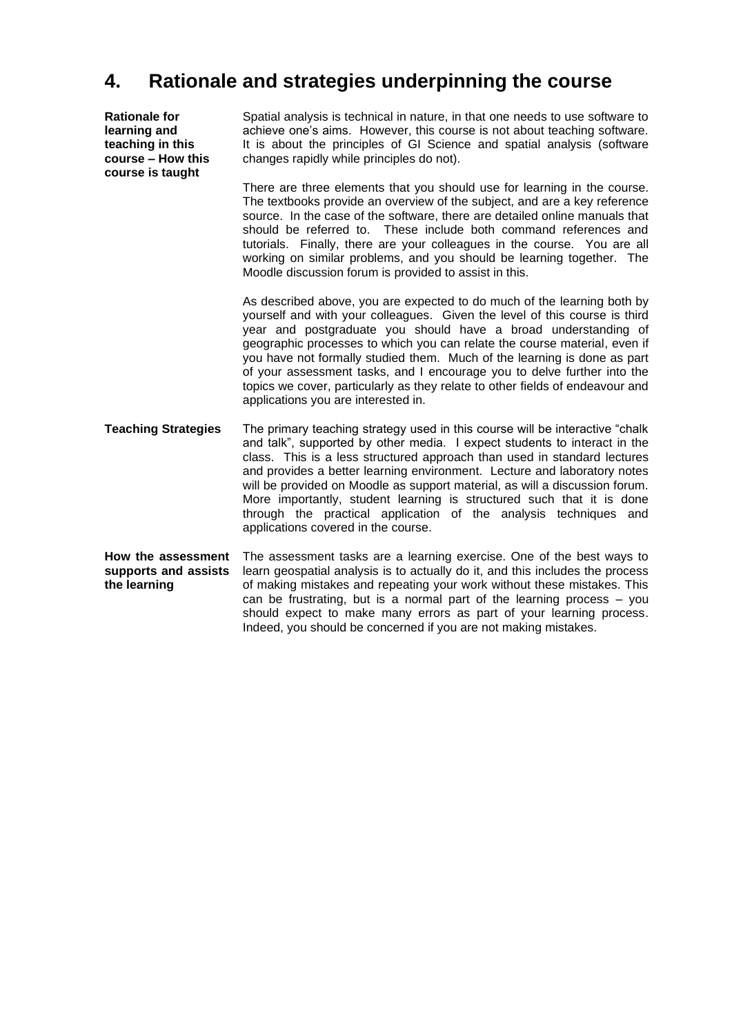# 4. Rationale and strategies underpinning the course

**Rationale for learning and teaching in this course – How this course is taught**

Spatial analysis is technical in nature, in that one needs to use software to achieve one's aims. However, this course is not about teaching software. It is about the principles of GI Science and spatial analysis (software changes rapidly while principles do not).

There are three elements that you should use for learning in the course. The textbooks provide an overview of the subject, and are a key reference source. In the case of the software, there are detailed online manuals that should be referred to. These include both command references and tutorials. Finally, there are your colleagues in the course. You are all working on similar problems, and you should be learning together. The Moodle discussion forum is provided to assist in this.

As described above, you are expected to do much of the learning both by yourself and with your colleagues. Given the level of this course is third year and postgraduate you should have a broad understanding of geographic processes to which you can relate the course material, even if you have not formally studied them. Much of the learning is done as part of your assessment tasks, and I encourage you to delve further into the topics we cover, particularly as they relate to other fields of endeavour and applications you are interested in.

**Teaching Strategies**

The primary teaching strategy used in this course will be interactive "chalk and talk", supported by other media. I expect students to interact in the class. This is a less structured approach than used in standard lectures and provides a better learning environment. Lecture and laboratory notes will be provided on Moodle as support material, as will a discussion forum. More importantly, student learning is structured such that it is done through the practical application of the analysis techniques and applications covered in the course.

**How the assessment supports and assists the learning**

The assessment tasks are a learning exercise. One of the best ways to learn geospatial analysis is to actually do it, and this includes the process of making mistakes and repeating your work without these mistakes. This can be frustrating, but is a normal part of the learning process – you should expect to make many errors as part of your learning process. Indeed, you should be concerned if you are not making mistakes.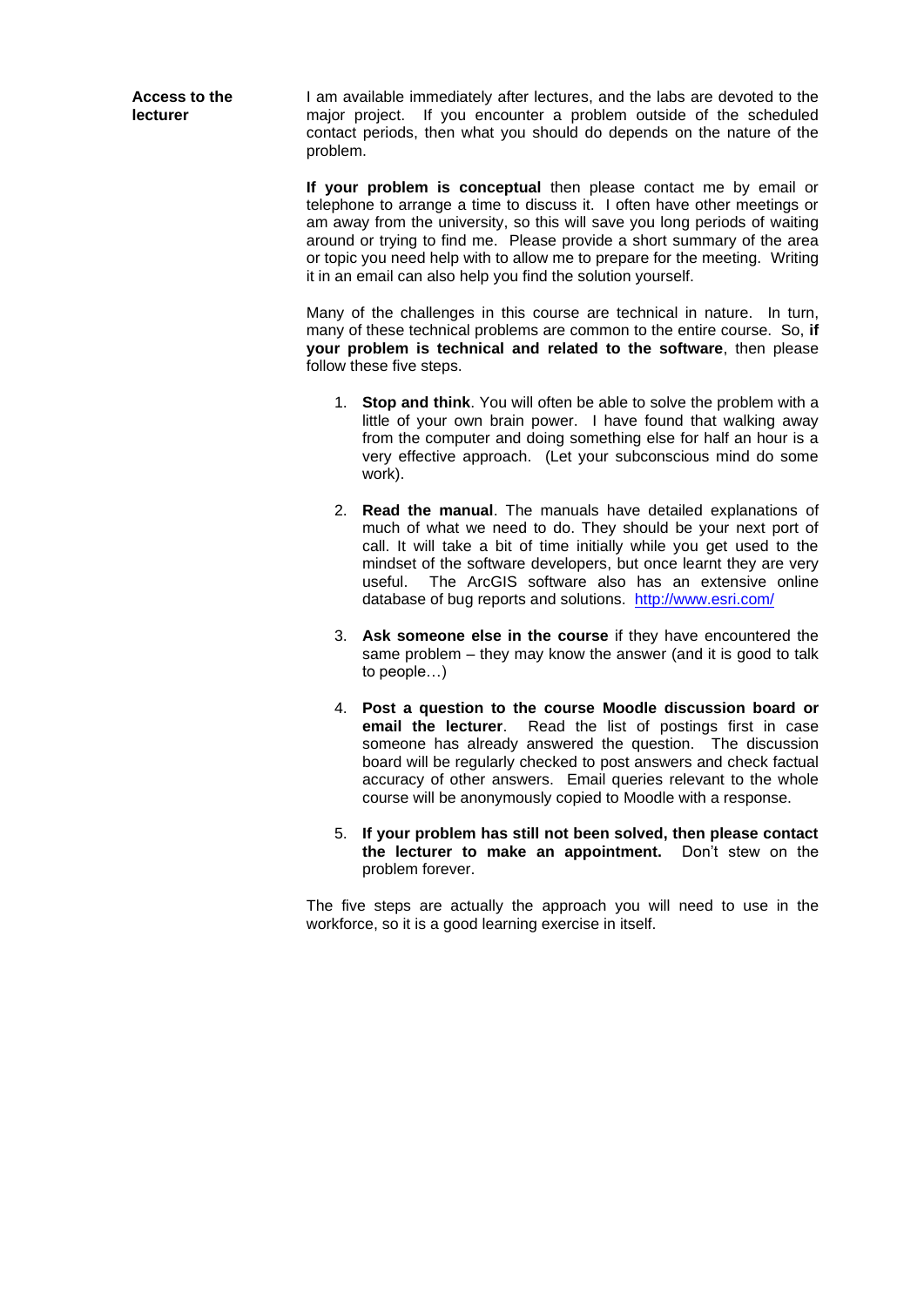**Access to the lecturer**

I am available immediately after lectures, and the labs are devoted to the major project. If you encounter a problem outside of the scheduled contact periods, then what you should do depends on the nature of the problem.

**If your problem is conceptual** then please contact me by email or telephone to arrange a time to discuss it. I often have other meetings or am away from the university, so this will save you long periods of waiting around or trying to find me. Please provide a short summary of the area or topic you need help with to allow me to prepare for the meeting. Writing it in an email can also help you find the solution yourself.

Many of the challenges in this course are technical in nature. In turn, many of these technical problems are common to the entire course. So, **if your problem is technical and related to the software**, then please follow these five steps.

1. **Stop and think**. You will often be able to solve the problem with a little of your own brain power. I have found that walking away from the computer and doing something else for half an hour is a very effective approach. (Let your subconscious mind do some work).

2. **Read the manual**. The manuals have detailed explanations of much of what we need to do. They should be your next port of call. It will take a bit of time initially while you get used to the mindset of the software developers, but once learnt they are very useful. The ArcGIS software also has an extensive online database of bug reports and solutions. http://www.esri.com/

3. **Ask someone else in the course** if they have encountered the same problem – they may know the answer (and it is good to talk to people…)

4. **Post a question to the course Moodle discussion board or email the lecturer**. Read the list of postings first in case someone has already answered the question. The discussion board will be regularly checked to post answers and check factual accuracy of other answers. Email queries relevant to the whole course will be anonymously copied to Moodle with a response.

5. **If your problem has still not been solved, then please contact the lecturer to make an appointment.** Don't stew on the problem forever.

The five steps are actually the approach you will need to use in the workforce, so it is a good learning exercise in itself.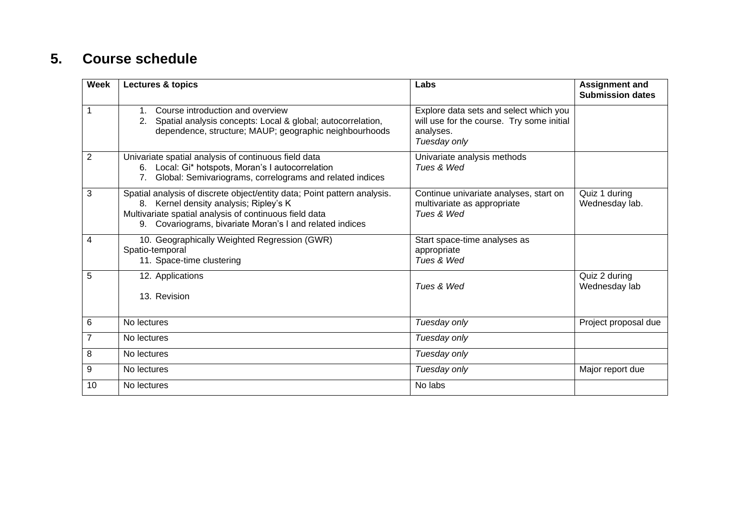## 5. Course schedule

| Week | Lectures & topics | Labs | Assignment and Submission dates |
|---|---|---|---|
| 1 | 1. Course introduction and overview<br>2. Spatial analysis concepts: Local & global; autocorrelation, dependence, structure; MAUP; geographic neighbourhoods | Explore data sets and select which you will use for the course. Try some initial analyses.<br>*Tuesday only* | |
| 2 | Univariate spatial analysis of continuous field data<br>6. Local: Gi* hotspots, Moran's I autocorrelation<br>7. Global: Semivariograms, correlograms and related indices | Univariate analysis methods<br>*Tues & Wed* | |
| 3 | Spatial analysis of discrete object/entity data; Point pattern analysis.<br>8. Kernel density analysis; Ripley's K<br>Multivariate spatial analysis of continuous field data<br>9. Covariograms, bivariate Moran's I and related indices | Continue univariate analyses, start on multivariate as appropriate<br>*Tues & Wed* | Quiz 1 during Wednesday lab. |
| 4 | 10. Geographically Weighted Regression (GWR)<br>Spatio-temporal<br>11. Space-time clustering | Start space-time analyses as appropriate<br>*Tues & Wed* | |
| 5 | 12. Applications<br>13. Revision | *Tues & Wed* | Quiz 2 during Wednesday lab |
| 6 | No lectures | *Tuesday only* | Project proposal due |
| 7 | No lectures | *Tuesday only* | |
| 8 | No lectures | *Tuesday only* | |
| 9 | No lectures | *Tuesday only* | Major report due |
| 10 | No lectures | No labs | |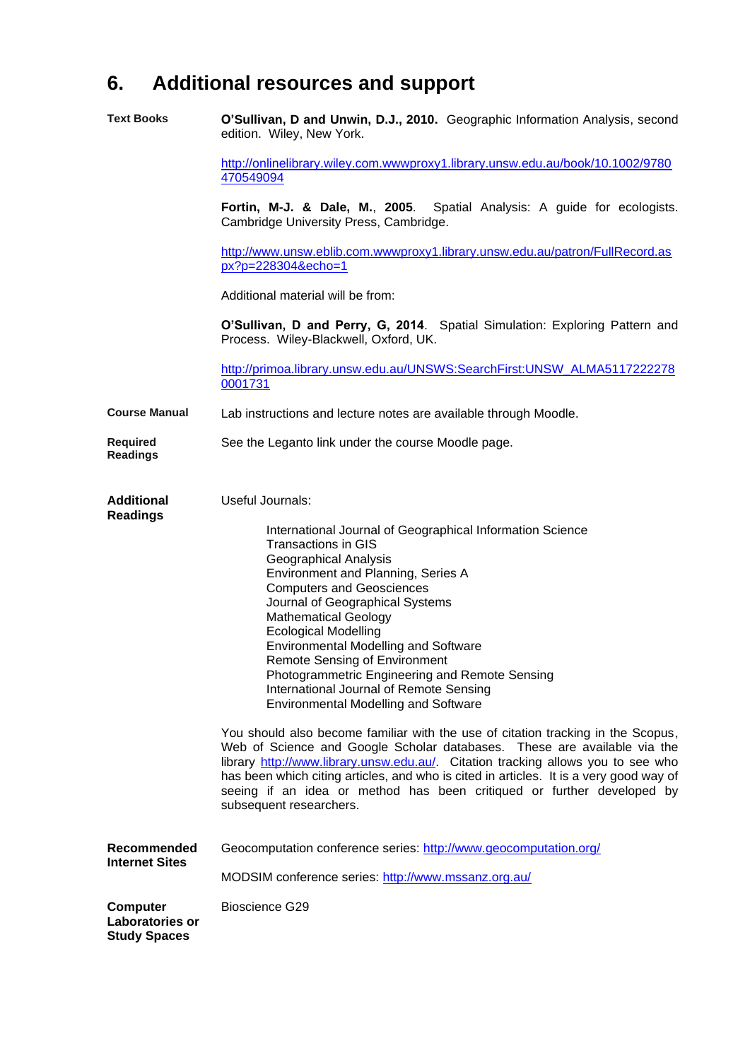# 6. Additional resources and support

**Text Books**

**O'Sullivan, D and Unwin, D.J., 2010.** Geographic Information Analysis, second edition. Wiley, New York.

http://onlinelibrary.wiley.com.wwwproxy1.library.unsw.edu.au/book/10.1002/9780470549094

**Fortin, M-J. & Dale, M.**, **2005**. Spatial Analysis: A guide for ecologists. Cambridge University Press, Cambridge.

http://www.unsw.eblib.com.wwwproxy1.library.unsw.edu.au/patron/FullRecord.aspx?p=228304&echo=1

Additional material will be from:

**O'Sullivan, D and Perry, G, 2014**. Spatial Simulation: Exploring Pattern and Process. Wiley-Blackwell, Oxford, UK.

http://primoa.library.unsw.edu.au/UNSWS:SearchFirst:UNSW_ALMA51172222780001731

**Course Manual**

Lab instructions and lecture notes are available through Moodle.

**Required Readings**

See the Leganto link under the course Moodle page.

**Additional Readings**

Useful Journals:

- International Journal of Geographical Information Science
- Transactions in GIS
- Geographical Analysis
- Environment and Planning, Series A
- Computers and Geosciences
- Journal of Geographical Systems
- Mathematical Geology
- Ecological Modelling
- Environmental Modelling and Software
- Remote Sensing of Environment
- Photogrammetric Engineering and Remote Sensing
- International Journal of Remote Sensing
- Environmental Modelling and Software

You should also become familiar with the use of citation tracking in the Scopus, Web of Science and Google Scholar databases. These are available via the library http://www.library.unsw.edu.au/. Citation tracking allows you to see who has been which citing articles, and who is cited in articles. It is a very good way of seeing if an idea or method has been critiqued or further developed by subsequent researchers.

**Recommended Internet Sites**

Geocomputation conference series: http://www.geocomputation.org/

MODSIM conference series: http://www.mssanz.org.au/

**Computer Laboratories or Study Spaces**

Bioscience G29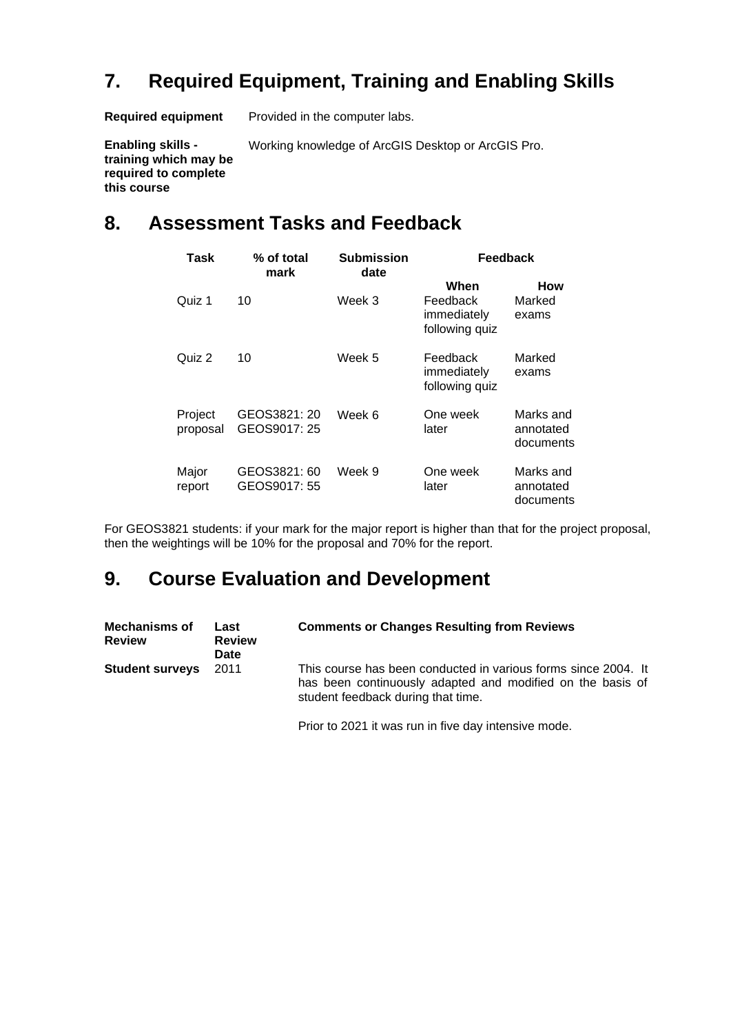## 7. Required Equipment, Training and Enabling Skills

| | |
|---|---|
| **Required equipment** | Provided in the computer labs. |
| **Enabling skills - training which may be required to complete this course** | Working knowledge of ArcGIS Desktop or ArcGIS Pro. |

## 8. Assessment Tasks and Feedback

| Task | % of total mark | Submission date | Feedback | |
|---|---|---|---|---|
| | | | **When** | **How** |
| Quiz 1 | 10 | Week 3 | Feedback immediately following quiz | Marked exams |
| Quiz 2 | 10 | Week 5 | Feedback immediately following quiz | Marked exams |
| Project proposal | GEOS3821: 20<br>GEOS9017: 25 | Week 6 | One week later | Marks and annotated documents |
| Major report | GEOS3821: 60<br>GEOS9017: 55 | Week 9 | One week later | Marks and annotated documents |

For GEOS3821 students: if your mark for the major report is higher than that for the project proposal, then the weightings will be 10% for the proposal and 70% for the report.

## 9. Course Evaluation and Development

| Mechanisms of Review | Last Review Date | Comments or Changes Resulting from Reviews |
|---|---|---|
| **Student surveys** | 2011 | This course has been conducted in various forms since 2004. It has been continuously adapted and modified on the basis of student feedback during that time.<br><br>Prior to 2021 it was run in five day intensive mode. |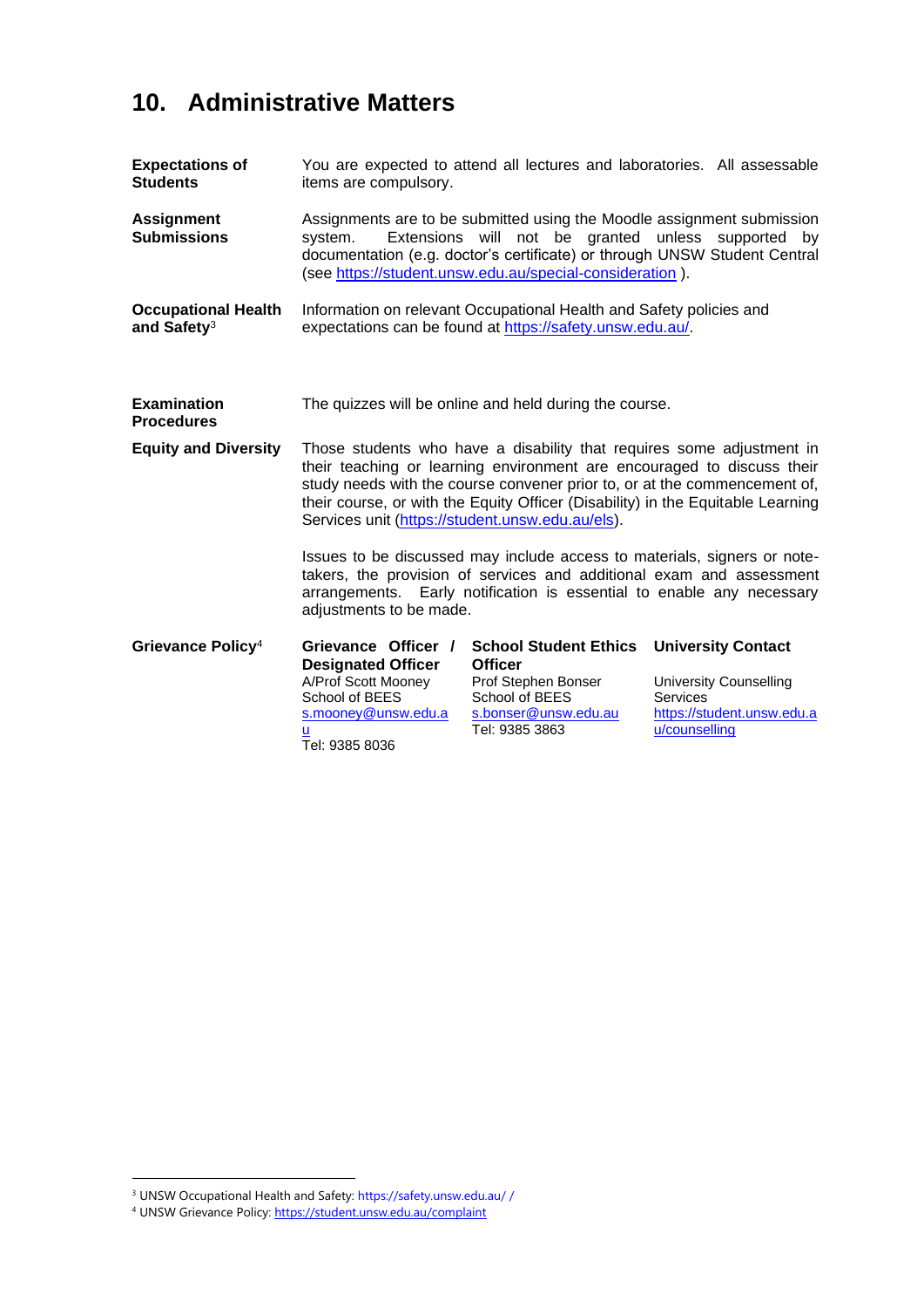## 10. Administrative Matters

**Expectations of Students**

You are expected to attend all lectures and laboratories. All assessable items are compulsory.

**Assignment Submissions**

Assignments are to be submitted using the Moodle assignment submission system. Extensions will not be granted unless supported by documentation (e.g. doctor's certificate) or through UNSW Student Central (see https://student.unsw.edu.au/special-consideration ).

**Occupational Health and Safety**[3]

Information on relevant Occupational Health and Safety policies and expectations can be found at https://safety.unsw.edu.au/.

**Examination Procedures**

The quizzes will be online and held during the course.

**Equity and Diversity**

Those students who have a disability that requires some adjustment in their teaching or learning environment are encouraged to discuss their study needs with the course convener prior to, or at the commencement of, their course, or with the Equity Officer (Disability) in the Equitable Learning Services unit (https://student.unsw.edu.au/els).

Issues to be discussed may include access to materials, signers or note-takers, the provision of services and additional exam and assessment arrangements. Early notification is essential to enable any necessary adjustments to be made.

**Grievance Policy**[4]

| Grievance Officer / Designated Officer | School Student Ethics Officer | University Contact |
|---|---|---|
| A/Prof Scott Mooney<br>School of BEES<br>s.mooney@unsw.edu.au<br>Tel: 9385 8036 | Prof Stephen Bonser<br>School of BEES<br>s.bonser@unsw.edu.au<br>Tel: 9385 3863 | University Counselling Services<br>https://student.unsw.edu.au/counselling |

[3] UNSW Occupational Health and Safety: https://safety.unsw.edu.au/ /

[4] UNSW Grievance Policy: https://student.unsw.edu.au/complaint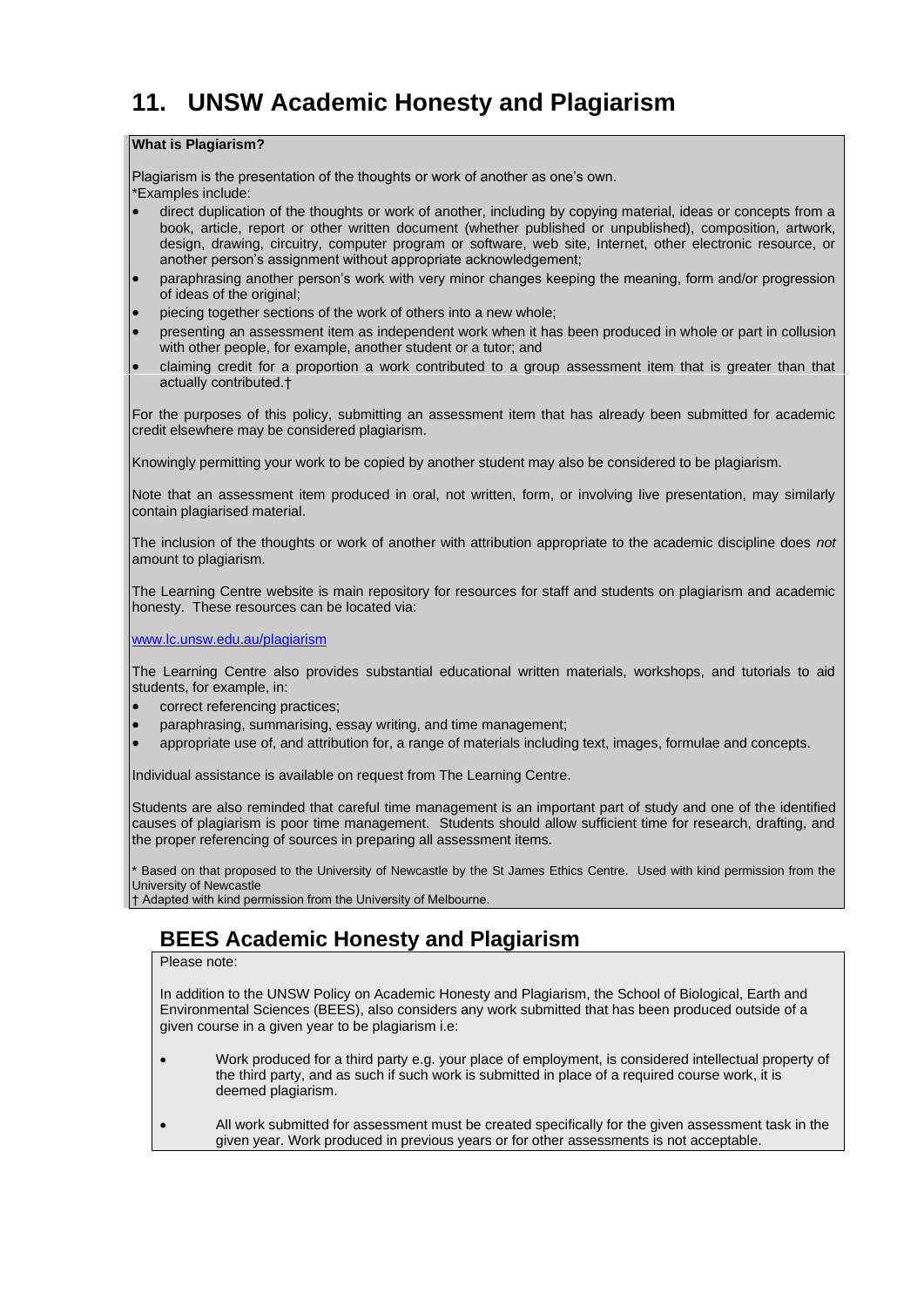# 11. UNSW Academic Honesty and Plagiarism

**What is Plagiarism?**

Plagiarism is the presentation of the thoughts or work of another as one's own.
*Examples include:

- direct duplication of the thoughts or work of another, including by copying material, ideas or concepts from a book, article, report or other written document (whether published or unpublished), composition, artwork, design, drawing, circuitry, computer program or software, web site, Internet, other electronic resource, or another person's assignment without appropriate acknowledgement;
- paraphrasing another person's work with very minor changes keeping the meaning, form and/or progression of ideas of the original;
- piecing together sections of the work of others into a new whole;
- presenting an assessment item as independent work when it has been produced in whole or part in collusion with other people, for example, another student or a tutor; and
- claiming credit for a proportion a work contributed to a group assessment item that is greater than that actually contributed.†

For the purposes of this policy, submitting an assessment item that has already been submitted for academic credit elsewhere may be considered plagiarism.

Knowingly permitting your work to be copied by another student may also be considered to be plagiarism.

Note that an assessment item produced in oral, not written, form, or involving live presentation, may similarly contain plagiarised material.

The inclusion of the thoughts or work of another with attribution appropriate to the academic discipline does *not* amount to plagiarism.

The Learning Centre website is main repository for resources for staff and students on plagiarism and academic honesty. These resources can be located via:

www.lc.unsw.edu.au/plagiarism

The Learning Centre also provides substantial educational written materials, workshops, and tutorials to aid students, for example, in:

- correct referencing practices;
- paraphrasing, summarising, essay writing, and time management;
- appropriate use of, and attribution for, a range of materials including text, images, formulae and concepts.

Individual assistance is available on request from The Learning Centre.

Students are also reminded that careful time management is an important part of study and one of the identified causes of plagiarism is poor time management. Students should allow sufficient time for research, drafting, and the proper referencing of sources in preparing all assessment items.

* Based on that proposed to the University of Newcastle by the St James Ethics Centre. Used with kind permission from the University of Newcastle
† Adapted with kind permission from the University of Melbourne.

## BEES Academic Honesty and Plagiarism

Please note:

In addition to the UNSW Policy on Academic Honesty and Plagiarism, the School of Biological, Earth and Environmental Sciences (BEES), also considers any work submitted that has been produced outside of a given course in a given year to be plagiarism i.e:

- Work produced for a third party e.g. your place of employment, is considered intellectual property of the third party, and as such if such work is submitted in place of a required course work, it is deemed plagiarism.
- All work submitted for assessment must be created specifically for the given assessment task in the given year. Work produced in previous years or for other assessments is not acceptable.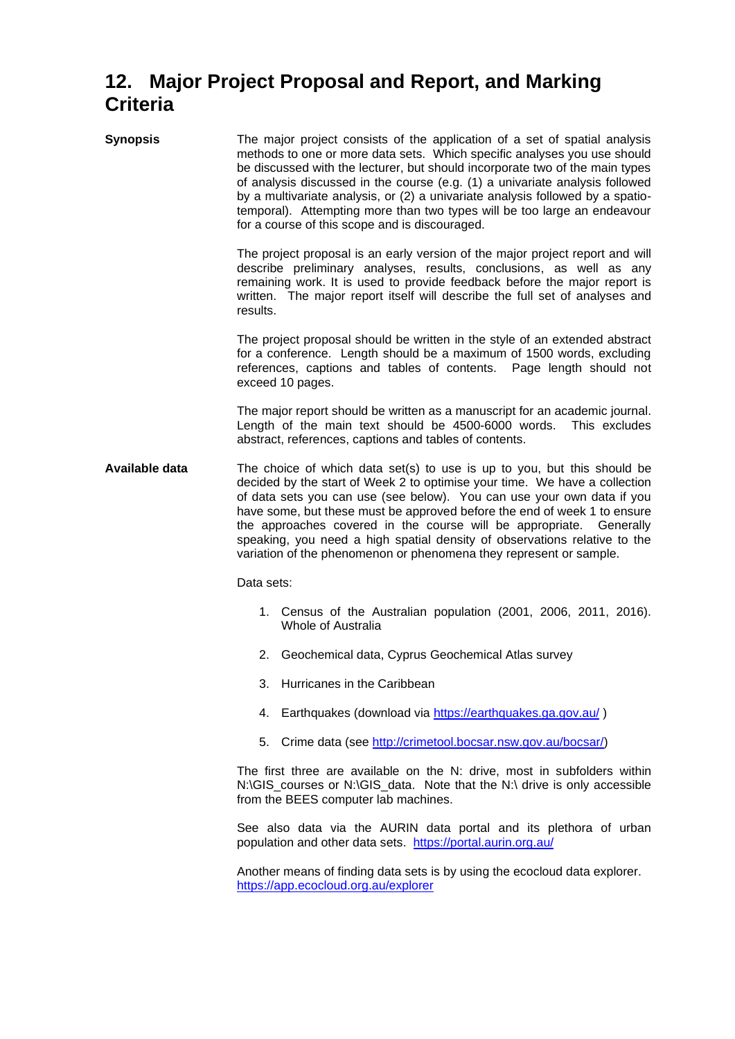# 12. Major Project Proposal and Report, and Marking Criteria

**Synopsis**

The major project consists of the application of a set of spatial analysis methods to one or more data sets. Which specific analyses you use should be discussed with the lecturer, but should incorporate two of the main types of analysis discussed in the course (e.g. (1) a univariate analysis followed by a multivariate analysis, or (2) a univariate analysis followed by a spatio-temporal). Attempting more than two types will be too large an endeavour for a course of this scope and is discouraged.

The project proposal is an early version of the major project report and will describe preliminary analyses, results, conclusions, as well as any remaining work. It is used to provide feedback before the major report is written. The major report itself will describe the full set of analyses and results.

The project proposal should be written in the style of an extended abstract for a conference. Length should be a maximum of 1500 words, excluding references, captions and tables of contents. Page length should not exceed 10 pages.

The major report should be written as a manuscript for an academic journal. Length of the main text should be 4500-6000 words. This excludes abstract, references, captions and tables of contents.

**Available data**

The choice of which data set(s) to use is up to you, but this should be decided by the start of Week 2 to optimise your time. We have a collection of data sets you can use (see below). You can use your own data if you have some, but these must be approved before the end of week 1 to ensure the approaches covered in the course will be appropriate. Generally speaking, you need a high spatial density of observations relative to the variation of the phenomenon or phenomena they represent or sample.

Data sets:

1. Census of the Australian population (2001, 2006, 2011, 2016). Whole of Australia
2. Geochemical data, Cyprus Geochemical Atlas survey
3. Hurricanes in the Caribbean
4. Earthquakes (download via https://earthquakes.ga.gov.au/ )
5. Crime data (see http://crimetool.bocsar.nsw.gov.au/bocsar/)

The first three are available on the N: drive, most in subfolders within N:\GIS_courses or N:\GIS_data. Note that the N:\ drive is only accessible from the BEES computer lab machines.

See also data via the AURIN data portal and its plethora of urban population and other data sets. https://portal.aurin.org.au/

Another means of finding data sets is by using the ecocloud data explorer. https://app.ecocloud.org.au/explorer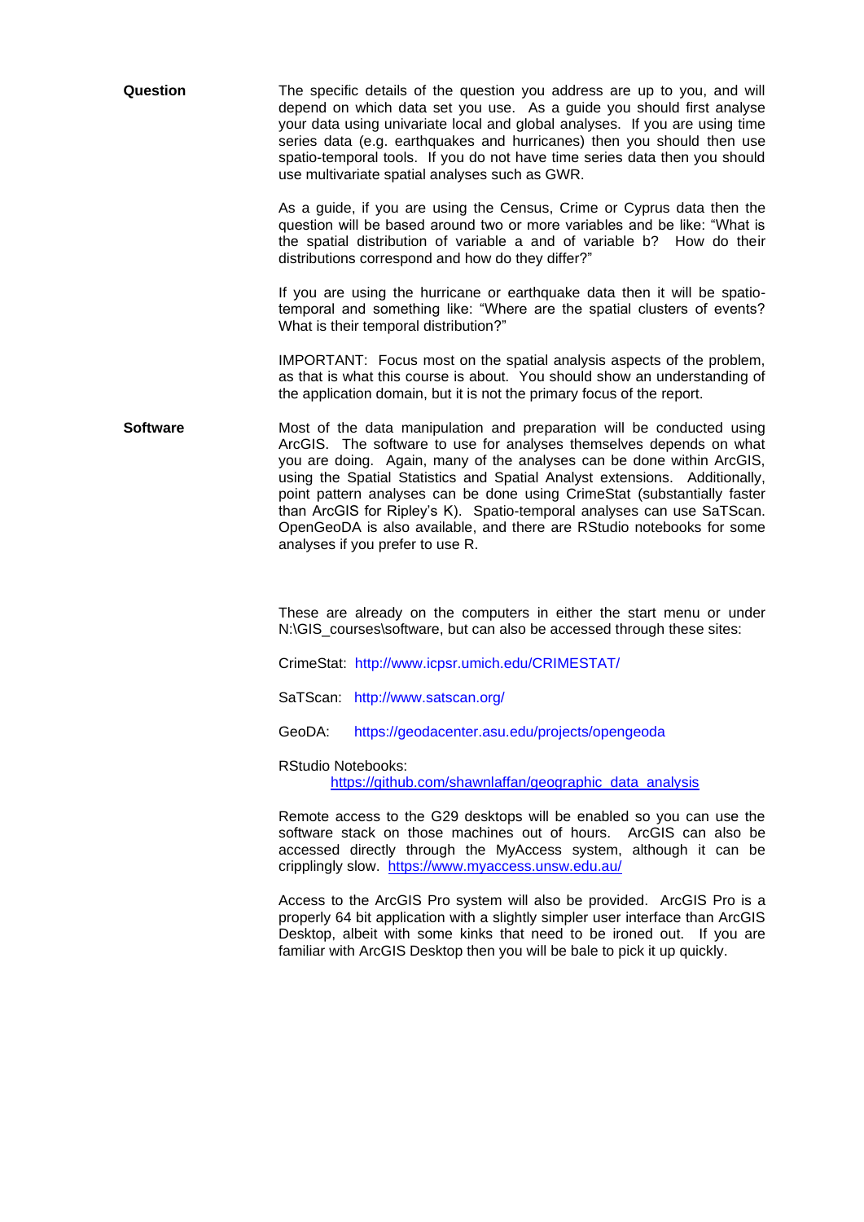**Question**

The specific details of the question you address are up to you, and will depend on which data set you use. As a guide you should first analyse your data using univariate local and global analyses. If you are using time series data (e.g. earthquakes and hurricanes) then you should then use spatio-temporal tools. If you do not have time series data then you should use multivariate spatial analyses such as GWR.

As a guide, if you are using the Census, Crime or Cyprus data then the question will be based around two or more variables and be like: "What is the spatial distribution of variable a and of variable b? How do their distributions correspond and how do they differ?"

If you are using the hurricane or earthquake data then it will be spatio-temporal and something like: "Where are the spatial clusters of events? What is their temporal distribution?"

IMPORTANT: Focus most on the spatial analysis aspects of the problem, as that is what this course is about. You should show an understanding of the application domain, but it is not the primary focus of the report.

**Software**

Most of the data manipulation and preparation will be conducted using ArcGIS. The software to use for analyses themselves depends on what you are doing. Again, many of the analyses can be done within ArcGIS, using the Spatial Statistics and Spatial Analyst extensions. Additionally, point pattern analyses can be done using CrimeStat (substantially faster than ArcGIS for Ripley's K). Spatio-temporal analyses can use SaTScan. OpenGeoDA is also available, and there are RStudio notebooks for some analyses if you prefer to use R.

These are already on the computers in either the start menu or under N:\GIS_courses\software, but can also be accessed through these sites:

CrimeStat: http://www.icpsr.umich.edu/CRIMESTAT/

SaTScan: http://www.satscan.org/

GeoDA: https://geodacenter.asu.edu/projects/opengeoda

RStudio Notebooks:
https://github.com/shawnlaffan/geographic_data_analysis

Remote access to the G29 desktops will be enabled so you can use the software stack on those machines out of hours. ArcGIS can also be accessed directly through the MyAccess system, although it can be cripplingly slow. https://www.myaccess.unsw.edu.au/

Access to the ArcGIS Pro system will also be provided. ArcGIS Pro is a properly 64 bit application with a slightly simpler user interface than ArcGIS Desktop, albeit with some kinks that need to be ironed out. If you are familiar with ArcGIS Desktop then you will be bale to pick it up quickly.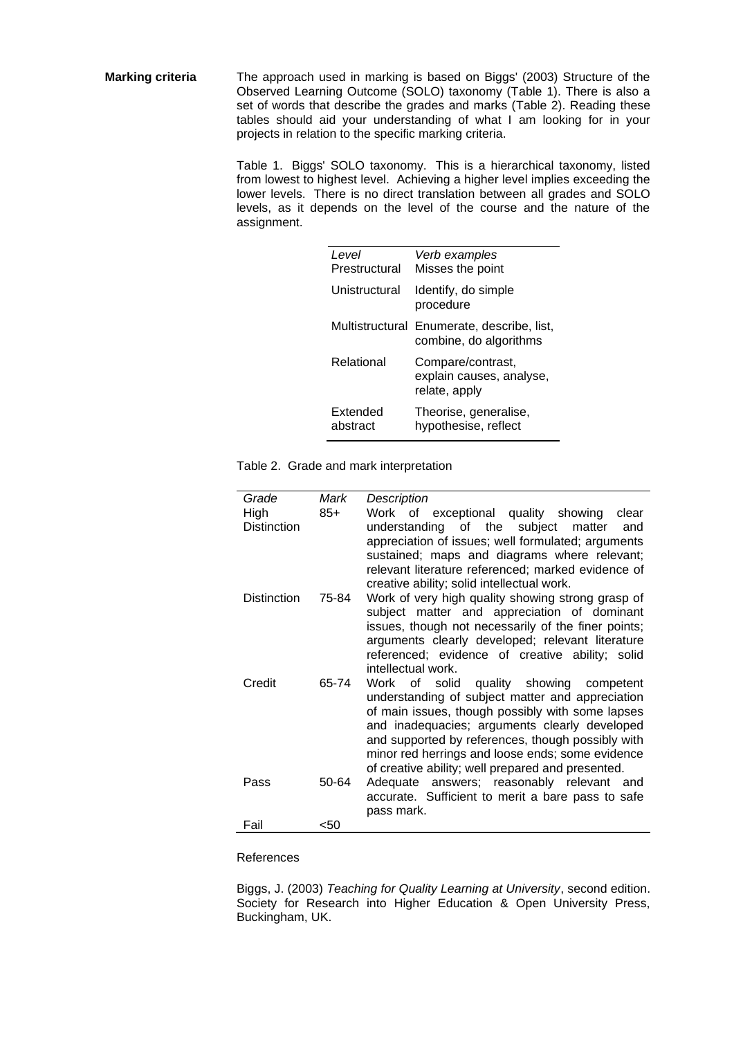**Marking criteria**

The approach used in marking is based on Biggs' (2003) Structure of the Observed Learning Outcome (SOLO) taxonomy (Table 1). There is also a set of words that describe the grades and marks (Table 2). Reading these tables should aid your understanding of what I am looking for in your projects in relation to the specific marking criteria.

Table 1. Biggs' SOLO taxonomy. This is a hierarchical taxonomy, listed from lowest to highest level. Achieving a higher level implies exceeding the lower levels. There is no direct translation between all grades and SOLO levels, as it depends on the level of the course and the nature of the assignment.

| *Level* | *Verb examples* |
|---|---|
| Prestructural | Misses the point |
| Unistructural | Identify, do simple procedure |
| Multistructural | Enumerate, describe, list, combine, do algorithms |
| Relational | Compare/contrast, explain causes, analyse, relate, apply |
| Extended abstract | Theorise, generalise, hypothesise, reflect |

Table 2. Grade and mark interpretation

| *Grade* | *Mark* | *Description* |
|---|---|---|
| High Distinction | 85+ | Work of exceptional quality showing clear understanding of the subject matter and appreciation of issues; well formulated; arguments sustained; maps and diagrams where relevant; relevant literature referenced; marked evidence of creative ability; solid intellectual work. |
| Distinction | 75-84 | Work of very high quality showing strong grasp of subject matter and appreciation of dominant issues, though not necessarily of the finer points; arguments clearly developed; relevant literature referenced; evidence of creative ability; solid intellectual work. |
| Credit | 65-74 | Work of solid quality showing competent understanding of subject matter and appreciation of main issues, though possibly with some lapses and inadequacies; arguments clearly developed and supported by references, though possibly with minor red herrings and loose ends; some evidence of creative ability; well prepared and presented. |
| Pass | 50-64 | Adequate answers; reasonably relevant and accurate. Sufficient to merit a bare pass to safe pass mark. |
| Fail | <50 | |

References

Biggs, J. (2003) *Teaching for Quality Learning at University*, second edition. Society for Research into Higher Education & Open University Press, Buckingham, UK.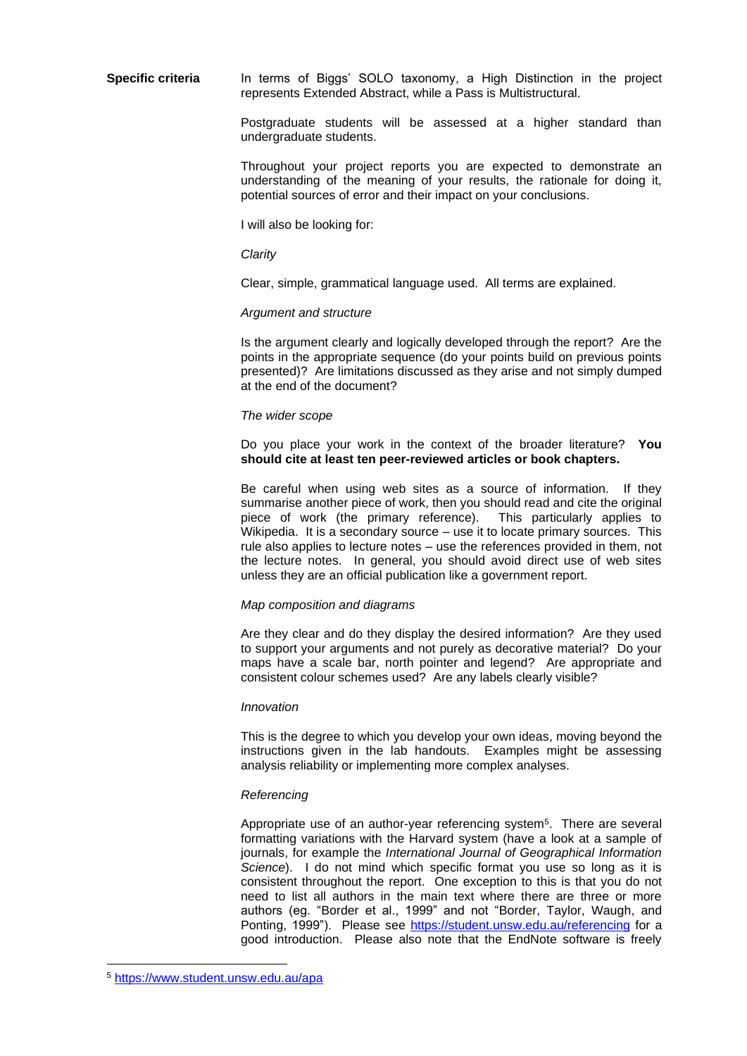**Specific criteria**

In terms of Biggs' SOLO taxonomy, a High Distinction in the project represents Extended Abstract, while a Pass is Multistructural.

Postgraduate students will be assessed at a higher standard than undergraduate students.

Throughout your project reports you are expected to demonstrate an understanding of the meaning of your results, the rationale for doing it, potential sources of error and their impact on your conclusions.

I will also be looking for:

*Clarity*

Clear, simple, grammatical language used. All terms are explained.

*Argument and structure*

Is the argument clearly and logically developed through the report? Are the points in the appropriate sequence (do your points build on previous points presented)? Are limitations discussed as they arise and not simply dumped at the end of the document?

*The wider scope*

Do you place your work in the context of the broader literature? **You should cite at least ten peer-reviewed articles or book chapters.**

Be careful when using web sites as a source of information. If they summarise another piece of work, then you should read and cite the original piece of work (the primary reference). This particularly applies to Wikipedia. It is a secondary source – use it to locate primary sources. This rule also applies to lecture notes – use the references provided in them, not the lecture notes. In general, you should avoid direct use of web sites unless they are an official publication like a government report.

*Map composition and diagrams*

Are they clear and do they display the desired information? Are they used to support your arguments and not purely as decorative material? Do your maps have a scale bar, north pointer and legend? Are appropriate and consistent colour schemes used? Are any labels clearly visible?

*Innovation*

This is the degree to which you develop your own ideas, moving beyond the instructions given in the lab handouts. Examples might be assessing analysis reliability or implementing more complex analyses.

*Referencing*

Appropriate use of an author-year referencing system[5]. There are several formatting variations with the Harvard system (have a look at a sample of journals, for example the *International Journal of Geographical Information Science*). I do not mind which specific format you use so long as it is consistent throughout the report. One exception to this is that you do not need to list all authors in the main text where there are three or more authors (eg. "Border et al., 1999" and not "Border, Taylor, Waugh, and Ponting, 1999"). Please see https://student.unsw.edu.au/referencing for a good introduction. Please also note that the EndNote software is freely

[5] https://www.student.unsw.edu.au/apa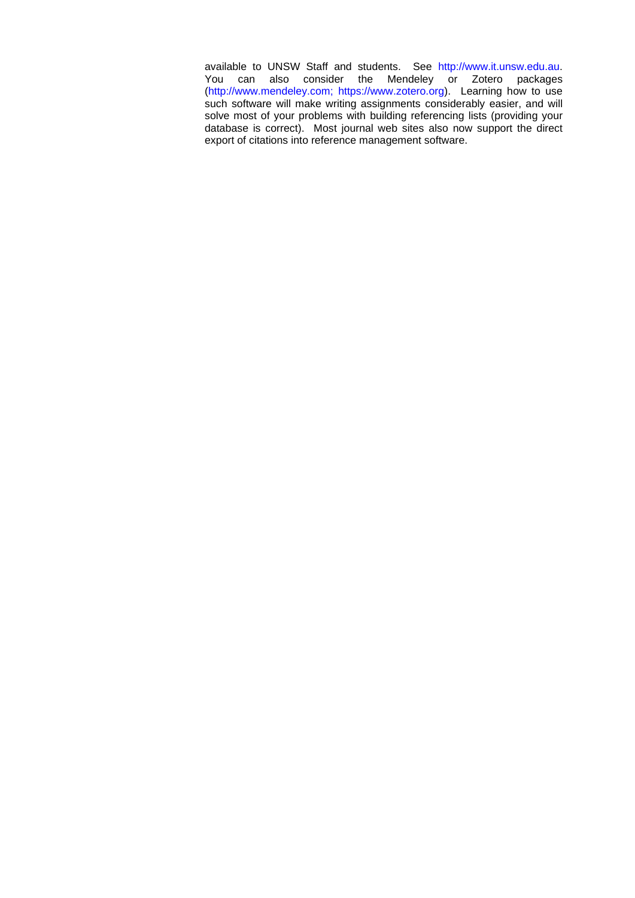available to UNSW Staff and students. See http://www.it.unsw.edu.au. You can also consider the Mendeley or Zotero packages (http://www.mendeley.com; https://www.zotero.org). Learning how to use such software will make writing assignments considerably easier, and will solve most of your problems with building referencing lists (providing your database is correct). Most journal web sites also now support the direct export of citations into reference management software.